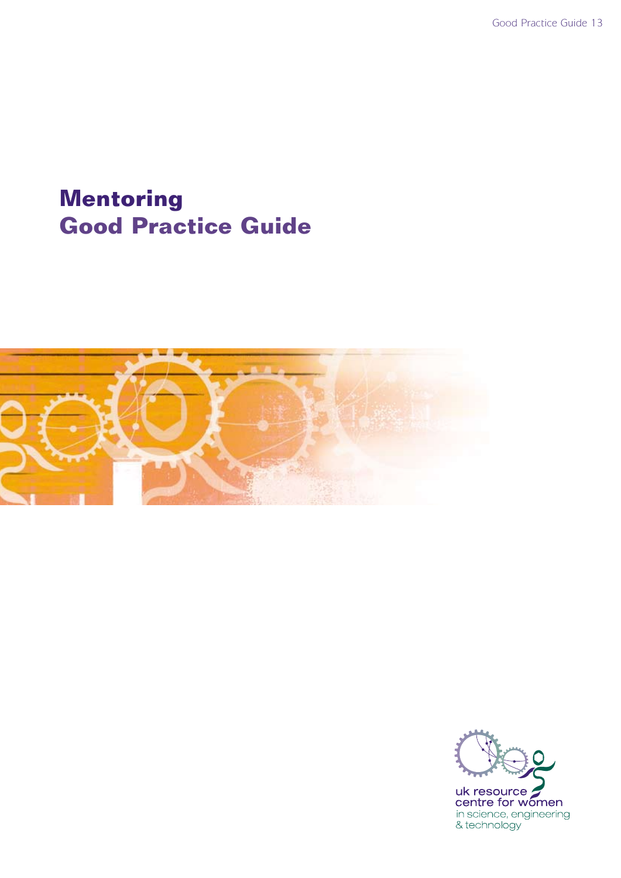Good Practice Guide 13

# Mentoring
# Good Practice Guide

uk resource centre for women in science, engineering & technology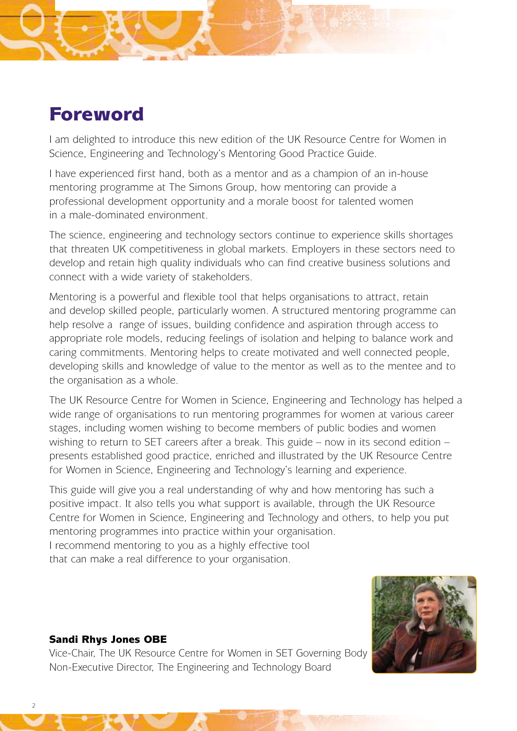# Foreword

I am delighted to introduce this new edition of the UK Resource Centre for Women in Science, Engineering and Technology's Mentoring Good Practice Guide.

I have experienced first hand, both as a mentor and as a champion of an in-house mentoring programme at The Simons Group, how mentoring can provide a professional development opportunity and a morale boost for talented women in a male-dominated environment.

The science, engineering and technology sectors continue to experience skills shortages that threaten UK competitiveness in global markets. Employers in these sectors need to develop and retain high quality individuals who can find creative business solutions and connect with a wide variety of stakeholders.

Mentoring is a powerful and flexible tool that helps organisations to attract, retain and develop skilled people, particularly women. A structured mentoring programme can help resolve a range of issues, building confidence and aspiration through access to appropriate role models, reducing feelings of isolation and helping to balance work and caring commitments. Mentoring helps to create motivated and well connected people, developing skills and knowledge of value to the mentor as well as to the mentee and to the organisation as a whole.

The UK Resource Centre for Women in Science, Engineering and Technology has helped a wide range of organisations to run mentoring programmes for women at various career stages, including women wishing to become members of public bodies and women wishing to return to SET careers after a break. This guide – now in its second edition – presents established good practice, enriched and illustrated by the UK Resource Centre for Women in Science, Engineering and Technology's learning and experience.

This guide will give you a real understanding of why and how mentoring has such a positive impact. It also tells you what support is available, through the UK Resource Centre for Women in Science, Engineering and Technology and others, to help you put mentoring programmes into practice within your organisation.
I recommend mentoring to you as a highly effective tool that can make a real difference to your organisation.

**Sandi Rhys Jones OBE**
Vice-Chair, The UK Resource Centre for Women in SET Governing Body
Non-Executive Director, The Engineering and Technology Board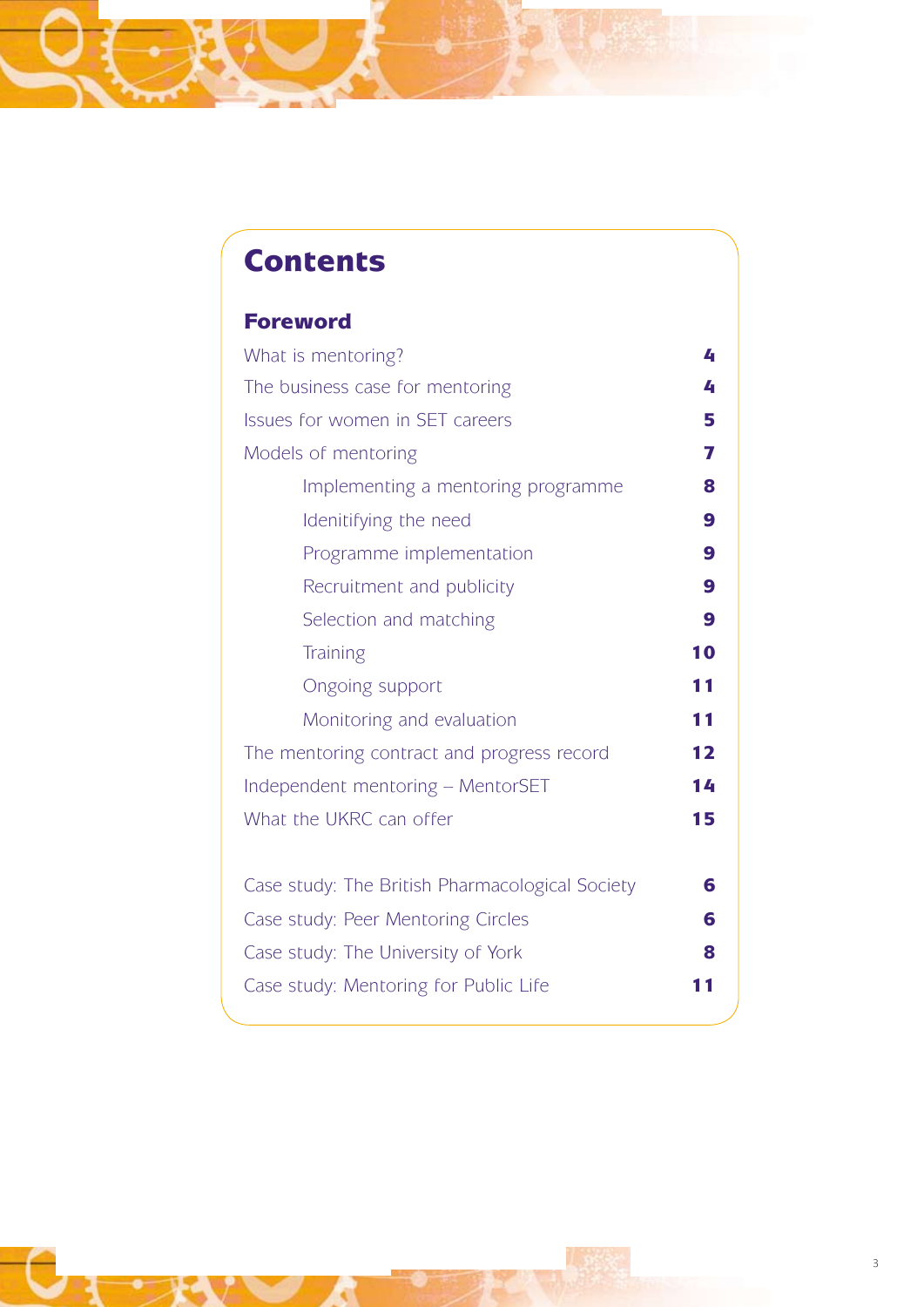# Contents

## Foreword

| | |
|---|---|
| What is mentoring? | **4** |
| The business case for mentoring | **4** |
| Issues for women in SET careers | **5** |
| Models of mentoring | **7** |
| Implementing a mentoring programme | **8** |
| Idenitifying the need | **9** |
| Programme implementation | **9** |
| Recruitment and publicity | **9** |
| Selection and matching | **9** |
| Training | **10** |
| Ongoing support | **11** |
| Monitoring and evaluation | **11** |
| The mentoring contract and progress record | **12** |
| Independent mentoring – MentorSET | **14** |
| What the UKRC can offer | **15** |
| | |
| Case study: The British Pharmacological Society | **6** |
| Case study: Peer Mentoring Circles | **6** |
| Case study: The University of York | **8** |
| Case study: Mentoring for Public Life | **11** |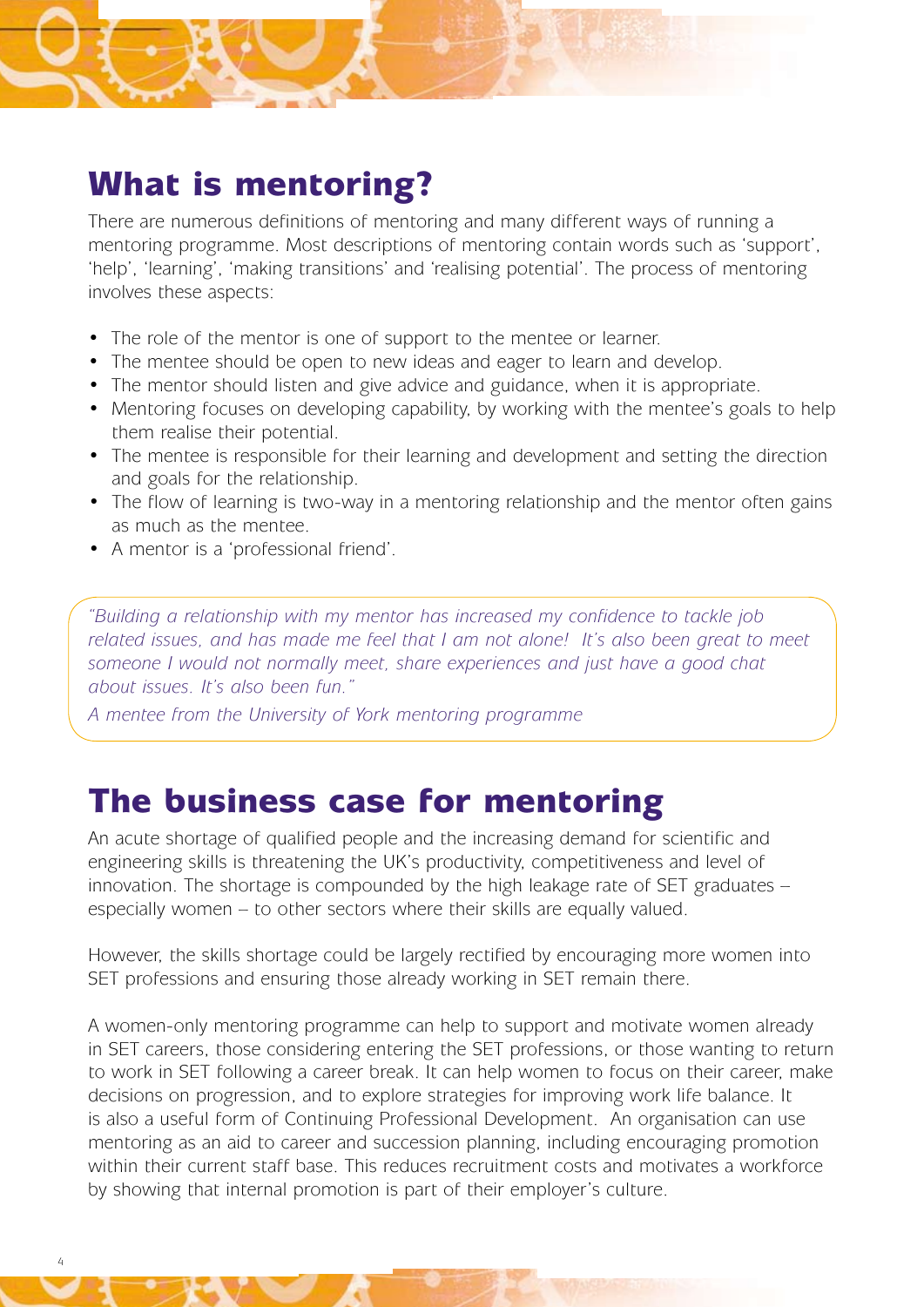## What is mentoring?

There are numerous definitions of mentoring and many different ways of running a mentoring programme. Most descriptions of mentoring contain words such as 'support', 'help', 'learning', 'making transitions' and 'realising potential'. The process of mentoring involves these aspects:

- The role of the mentor is one of support to the mentee or learner.
- The mentee should be open to new ideas and eager to learn and develop.
- The mentor should listen and give advice and guidance, when it is appropriate.
- Mentoring focuses on developing capability, by working with the mentee's goals to help them realise their potential.
- The mentee is responsible for their learning and development and setting the direction and goals for the relationship.
- The flow of learning is two-way in a mentoring relationship and the mentor often gains as much as the mentee.
- A mentor is a 'professional friend'.

*"Building a relationship with my mentor has increased my confidence to tackle job related issues, and has made me feel that I am not alone! It's also been great to meet someone I would not normally meet, share experiences and just have a good chat about issues. It's also been fun."*

*A mentee from the University of York mentoring programme*

## The business case for mentoring

An acute shortage of qualified people and the increasing demand for scientific and engineering skills is threatening the UK's productivity, competitiveness and level of innovation. The shortage is compounded by the high leakage rate of SET graduates – especially women – to other sectors where their skills are equally valued.

However, the skills shortage could be largely rectified by encouraging more women into SET professions and ensuring those already working in SET remain there.

A women-only mentoring programme can help to support and motivate women already in SET careers, those considering entering the SET professions, or those wanting to return to work in SET following a career break. It can help women to focus on their career, make decisions on progression, and to explore strategies for improving work life balance. It is also a useful form of Continuing Professional Development. An organisation can use mentoring as an aid to career and succession planning, including encouraging promotion within their current staff base. This reduces recruitment costs and motivates a workforce by showing that internal promotion is part of their employer's culture.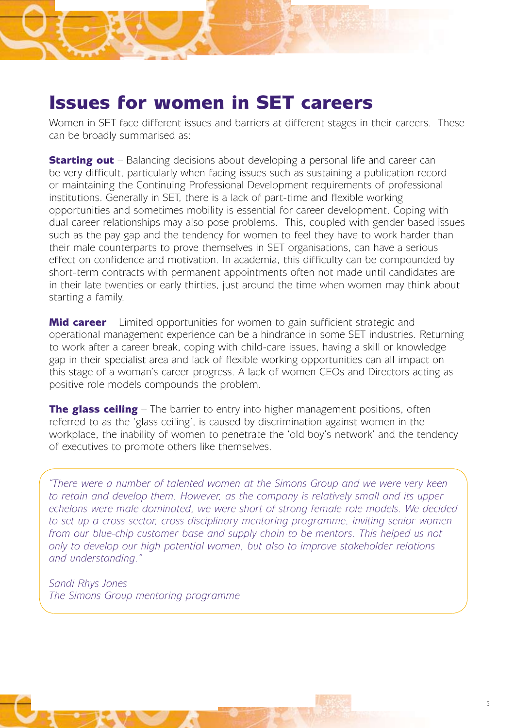# Issues for women in SET careers

Women in SET face different issues and barriers at different stages in their careers. These can be broadly summarised as:

**Starting out** – Balancing decisions about developing a personal life and career can be very difficult, particularly when facing issues such as sustaining a publication record or maintaining the Continuing Professional Development requirements of professional institutions. Generally in SET, there is a lack of part-time and flexible working opportunities and sometimes mobility is essential for career development. Coping with dual career relationships may also pose problems. This, coupled with gender based issues such as the pay gap and the tendency for women to feel they have to work harder than their male counterparts to prove themselves in SET organisations, can have a serious effect on confidence and motivation. In academia, this difficulty can be compounded by short-term contracts with permanent appointments often not made until candidates are in their late twenties or early thirties, just around the time when women may think about starting a family.

**Mid career** – Limited opportunities for women to gain sufficient strategic and operational management experience can be a hindrance in some SET industries. Returning to work after a career break, coping with child-care issues, having a skill or knowledge gap in their specialist area and lack of flexible working opportunities can all impact on this stage of a woman's career progress. A lack of women CEOs and Directors acting as positive role models compounds the problem.

**The glass ceiling** – The barrier to entry into higher management positions, often referred to as the 'glass ceiling', is caused by discrimination against women in the workplace, the inability of women to penetrate the 'old boy's network' and the tendency of executives to promote others like themselves.

*"There were a number of talented women at the Simons Group and we were very keen to retain and develop them. However, as the company is relatively small and its upper echelons were male dominated, we were short of strong female role models. We decided to set up a cross sector, cross disciplinary mentoring programme, inviting senior women from our blue-chip customer base and supply chain to be mentors. This helped us not only to develop our high potential women, but also to improve stakeholder relations and understanding."*

*Sandi Rhys Jones*
*The Simons Group mentoring programme*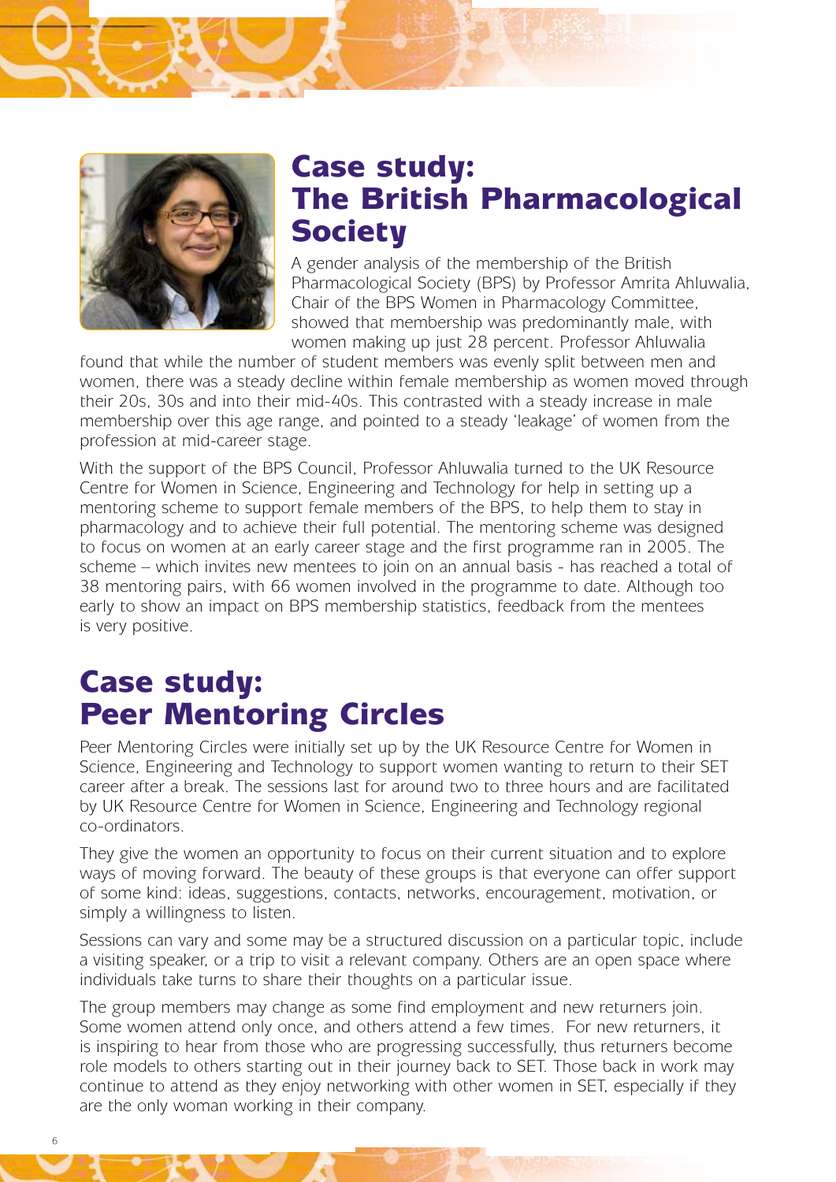## Case study: The British Pharmacological Society

A gender analysis of the membership of the British Pharmacological Society (BPS) by Professor Amrita Ahluwalia, Chair of the BPS Women in Pharmacology Committee, showed that membership was predominantly male, with women making up just 28 percent. Professor Ahluwalia found that while the number of student members was evenly split between men and women, there was a steady decline within female membership as women moved through their 20s, 30s and into their mid-40s. This contrasted with a steady increase in male membership over this age range, and pointed to a steady 'leakage' of women from the profession at mid-career stage.

With the support of the BPS Council, Professor Ahluwalia turned to the UK Resource Centre for Women in Science, Engineering and Technology for help in setting up a mentoring scheme to support female members of the BPS, to help them to stay in pharmacology and to achieve their full potential. The mentoring scheme was designed to focus on women at an early career stage and the first programme ran in 2005. The scheme – which invites new mentees to join on an annual basis - has reached a total of 38 mentoring pairs, with 66 women involved in the programme to date. Although too early to show an impact on BPS membership statistics, feedback from the mentees is very positive.

## Case study: Peer Mentoring Circles

Peer Mentoring Circles were initially set up by the UK Resource Centre for Women in Science, Engineering and Technology to support women wanting to return to their SET career after a break. The sessions last for around two to three hours and are facilitated by UK Resource Centre for Women in Science, Engineering and Technology regional co-ordinators.

They give the women an opportunity to focus on their current situation and to explore ways of moving forward. The beauty of these groups is that everyone can offer support of some kind: ideas, suggestions, contacts, networks, encouragement, motivation, or simply a willingness to listen.

Sessions can vary and some may be a structured discussion on a particular topic, include a visiting speaker, or a trip to visit a relevant company. Others are an open space where individuals take turns to share their thoughts on a particular issue.

The group members may change as some find employment and new returners join. Some women attend only once, and others attend a few times. For new returners, it is inspiring to hear from those who are progressing successfully, thus returners become role models to others starting out in their journey back to SET. Those back in work may continue to attend as they enjoy networking with other women in SET, especially if they are the only woman working in their company.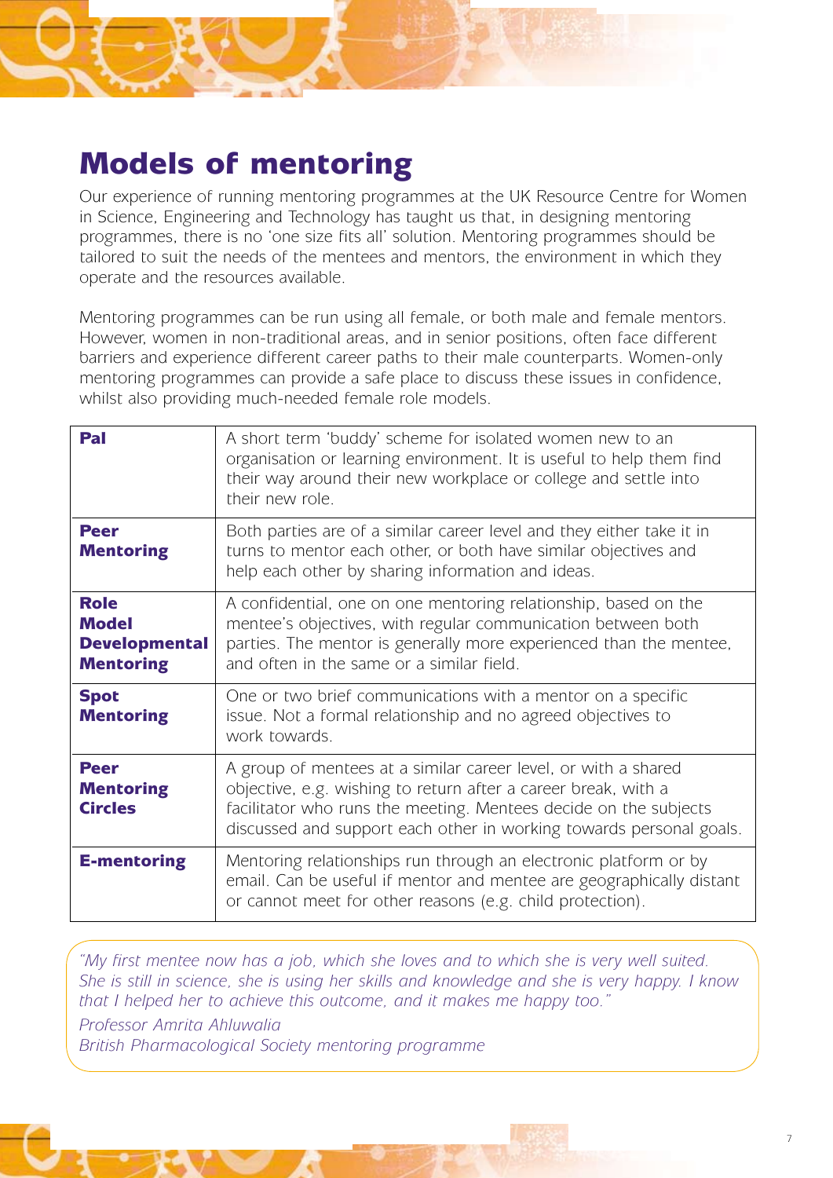# Models of mentoring

Our experience of running mentoring programmes at the UK Resource Centre for Women in Science, Engineering and Technology has taught us that, in designing mentoring programmes, there is no 'one size fits all' solution. Mentoring programmes should be tailored to suit the needs of the mentees and mentors, the environment in which they operate and the resources available.

Mentoring programmes can be run using all female, or both male and female mentors. However, women in non-traditional areas, and in senior positions, often face different barriers and experience different career paths to their male counterparts. Women-only mentoring programmes can provide a safe place to discuss these issues in confidence, whilst also providing much-needed female role models.

| | |
|---|---|
| **Pal** | A short term 'buddy' scheme for isolated women new to an organisation or learning environment. It is useful to help them find their way around their new workplace or college and settle into their new role. |
| **Peer Mentoring** | Both parties are of a similar career level and they either take it in turns to mentor each other, or both have similar objectives and help each other by sharing information and ideas. |
| **Role Model Developmental Mentoring** | A confidential, one on one mentoring relationship, based on the mentee's objectives, with regular communication between both parties. The mentor is generally more experienced than the mentee, and often in the same or a similar field. |
| **Spot Mentoring** | One or two brief communications with a mentor on a specific issue. Not a formal relationship and no agreed objectives to work towards. |
| **Peer Mentoring Circles** | A group of mentees at a similar career level, or with a shared objective, e.g. wishing to return after a career break, with a facilitator who runs the meeting. Mentees decide on the subjects discussed and support each other in working towards personal goals. |
| **E-mentoring** | Mentoring relationships run through an electronic platform or by email. Can be useful if mentor and mentee are geographically distant or cannot meet for other reasons (e.g. child protection). |

*"My first mentee now has a job, which she loves and to which she is very well suited. She is still in science, she is using her skills and knowledge and she is very happy. I know that I helped her to achieve this outcome, and it makes me happy too."*

*Professor Amrita Ahluwalia*
*British Pharmacological Society mentoring programme*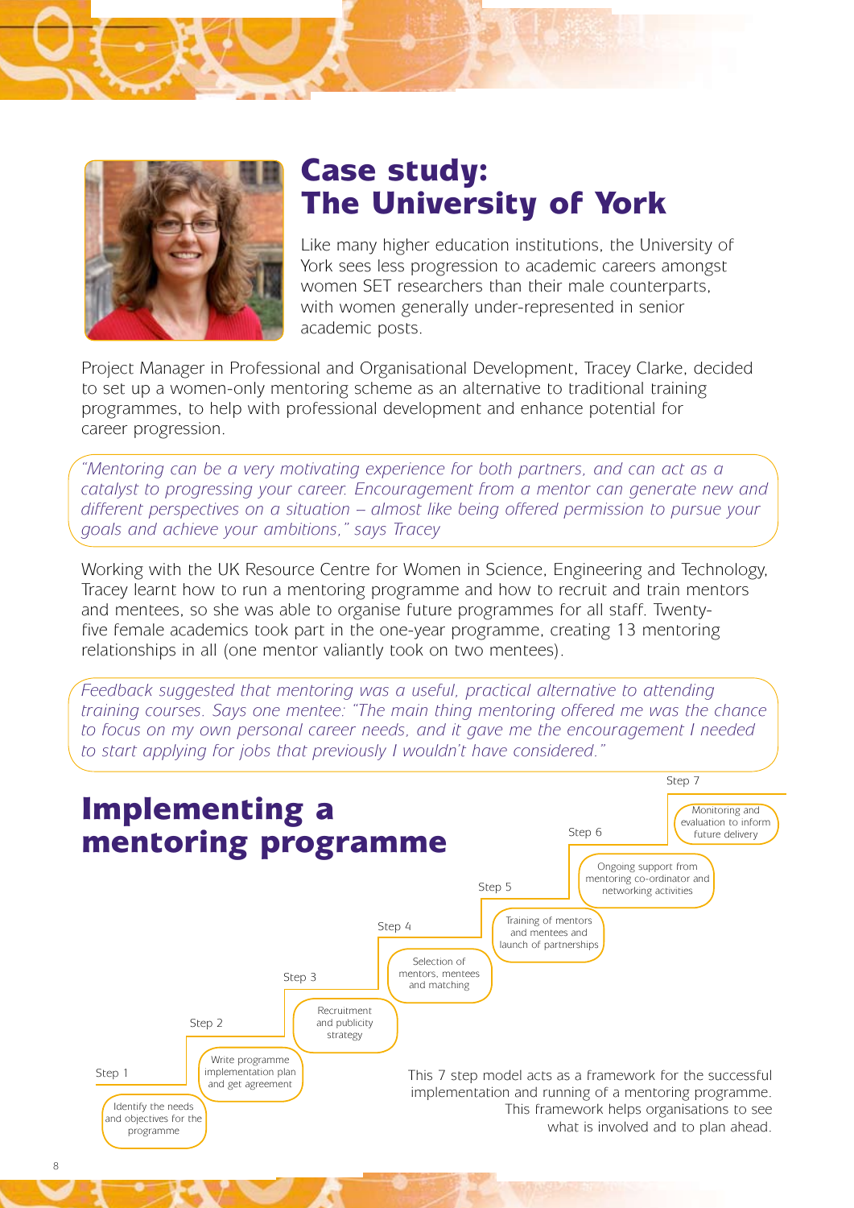# Case study: The University of York

Like many higher education institutions, the University of York sees less progression to academic careers amongst women SET researchers than their male counterparts, with women generally under-represented in senior academic posts.

Project Manager in Professional and Organisational Development, Tracey Clarke, decided to set up a women-only mentoring scheme as an alternative to traditional training programmes, to help with professional development and enhance potential for career progression.

*"Mentoring can be a very motivating experience for both partners, and can act as a catalyst to progressing your career. Encouragement from a mentor can generate new and different perspectives on a situation – almost like being offered permission to pursue your goals and achieve your ambitions," says Tracey*

Working with the UK Resource Centre for Women in Science, Engineering and Technology, Tracey learnt how to run a mentoring programme and how to recruit and train mentors and mentees, so she was able to organise future programmes for all staff. Twenty-five female academics took part in the one-year programme, creating 13 mentoring relationships in all (one mentor valiantly took on two mentees).

*Feedback suggested that mentoring was a useful, practical alternative to attending training courses. Says one mentee: "The main thing mentoring offered me was the chance to focus on my own personal career needs, and it gave me the encouragement I needed to start applying for jobs that previously I wouldn't have considered."*

# Implementing a mentoring programme

- Step 1: Identify the needs and objectives for the programme
- Step 2: Write programme implementation plan and get agreement
- Step 3: Recruitment and publicity strategy
- Step 4: Selection of mentors, mentees and matching
- Step 5: Training of mentors and mentees and launch of partnerships
- Step 6: Ongoing support from mentoring co-ordinator and networking activities
- Step 7: Monitoring and evaluation to inform future delivery

This 7 step model acts as a framework for the successful implementation and running of a mentoring programme. This framework helps organisations to see what is involved and to plan ahead.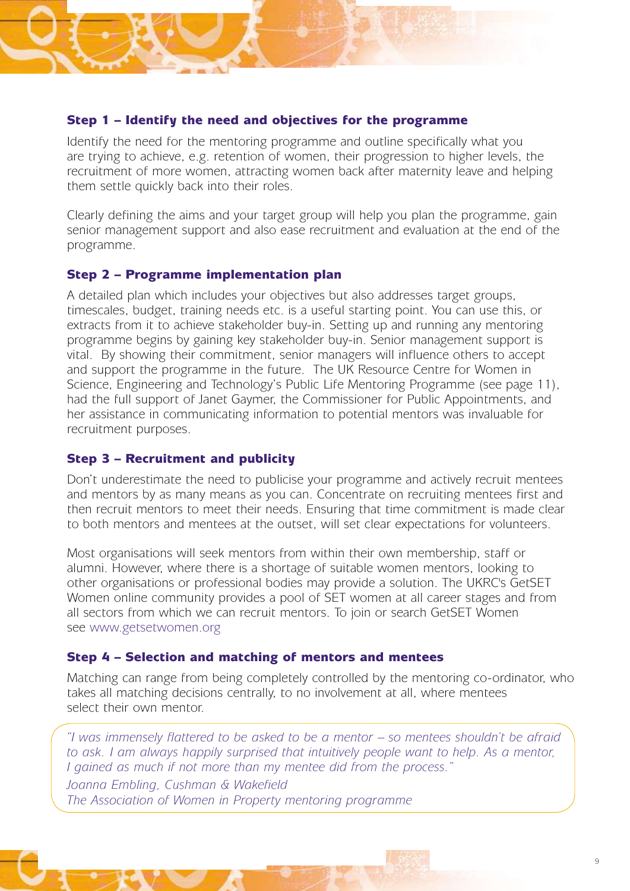### Step 1 – Identify the need and objectives for the programme

Identify the need for the mentoring programme and outline specifically what you are trying to achieve, e.g. retention of women, their progression to higher levels, the recruitment of more women, attracting women back after maternity leave and helping them settle quickly back into their roles.

Clearly defining the aims and your target group will help you plan the programme, gain senior management support and also ease recruitment and evaluation at the end of the programme.

### Step 2 – Programme implementation plan

A detailed plan which includes your objectives but also addresses target groups, timescales, budget, training needs etc. is a useful starting point. You can use this, or extracts from it to achieve stakeholder buy-in. Setting up and running any mentoring programme begins by gaining key stakeholder buy-in. Senior management support is vital. By showing their commitment, senior managers will influence others to accept and support the programme in the future. The UK Resource Centre for Women in Science, Engineering and Technology's Public Life Mentoring Programme (see page 11), had the full support of Janet Gaymer, the Commissioner for Public Appointments, and her assistance in communicating information to potential mentors was invaluable for recruitment purposes.

### Step 3 – Recruitment and publicity

Don't underestimate the need to publicise your programme and actively recruit mentees and mentors by as many means as you can. Concentrate on recruiting mentees first and then recruit mentors to meet their needs. Ensuring that time commitment is made clear to both mentors and mentees at the outset, will set clear expectations for volunteers.

Most organisations will seek mentors from within their own membership, staff or alumni. However, where there is a shortage of suitable women mentors, looking to other organisations or professional bodies may provide a solution. The UKRC's GetSET Women online community provides a pool of SET women at all career stages and from all sectors from which we can recruit mentors. To join or search GetSET Women see www.getsetwomen.org

### Step 4 – Selection and matching of mentors and mentees

Matching can range from being completely controlled by the mentoring co-ordinator, who takes all matching decisions centrally, to no involvement at all, where mentees select their own mentor.

> *"I was immensely flattered to be asked to be a mentor – so mentees shouldn't be afraid to ask. I am always happily surprised that intuitively people want to help. As a mentor, I gained as much if not more than my mentee did from the process."*
>
> *Joanna Embling, Cushman & Wakefield*
> *The Association of Women in Property mentoring programme*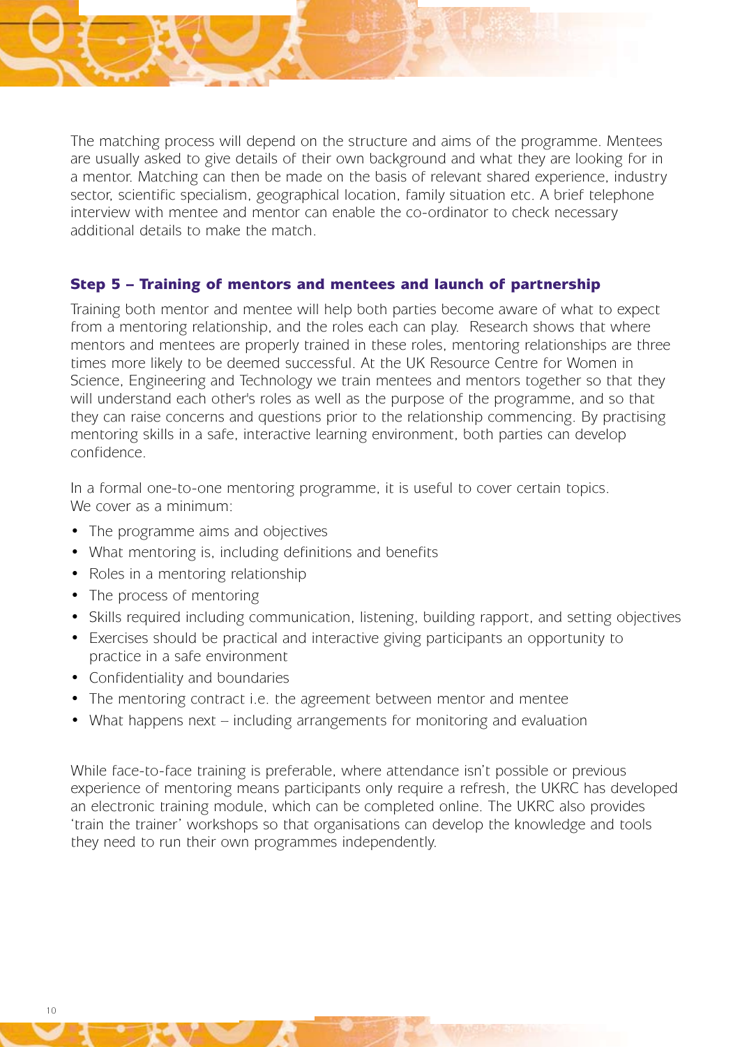The matching process will depend on the structure and aims of the programme. Mentees are usually asked to give details of their own background and what they are looking for in a mentor. Matching can then be made on the basis of relevant shared experience, industry sector, scientific specialism, geographical location, family situation etc. A brief telephone interview with mentee and mentor can enable the co-ordinator to check necessary additional details to make the match.

### Step 5 – Training of mentors and mentees and launch of partnership

Training both mentor and mentee will help both parties become aware of what to expect from a mentoring relationship, and the roles each can play. Research shows that where mentors and mentees are properly trained in these roles, mentoring relationships are three times more likely to be deemed successful. At the UK Resource Centre for Women in Science, Engineering and Technology we train mentees and mentors together so that they will understand each other's roles as well as the purpose of the programme, and so that they can raise concerns and questions prior to the relationship commencing. By practising mentoring skills in a safe, interactive learning environment, both parties can develop confidence.

In a formal one-to-one mentoring programme, it is useful to cover certain topics. We cover as a minimum:

- The programme aims and objectives
- What mentoring is, including definitions and benefits
- Roles in a mentoring relationship
- The process of mentoring
- Skills required including communication, listening, building rapport, and setting objectives
- Exercises should be practical and interactive giving participants an opportunity to practice in a safe environment
- Confidentiality and boundaries
- The mentoring contract i.e. the agreement between mentor and mentee
- What happens next – including arrangements for monitoring and evaluation

While face-to-face training is preferable, where attendance isn't possible or previous experience of mentoring means participants only require a refresh, the UKRC has developed an electronic training module, which can be completed online. The UKRC also provides 'train the trainer' workshops so that organisations can develop the knowledge and tools they need to run their own programmes independently.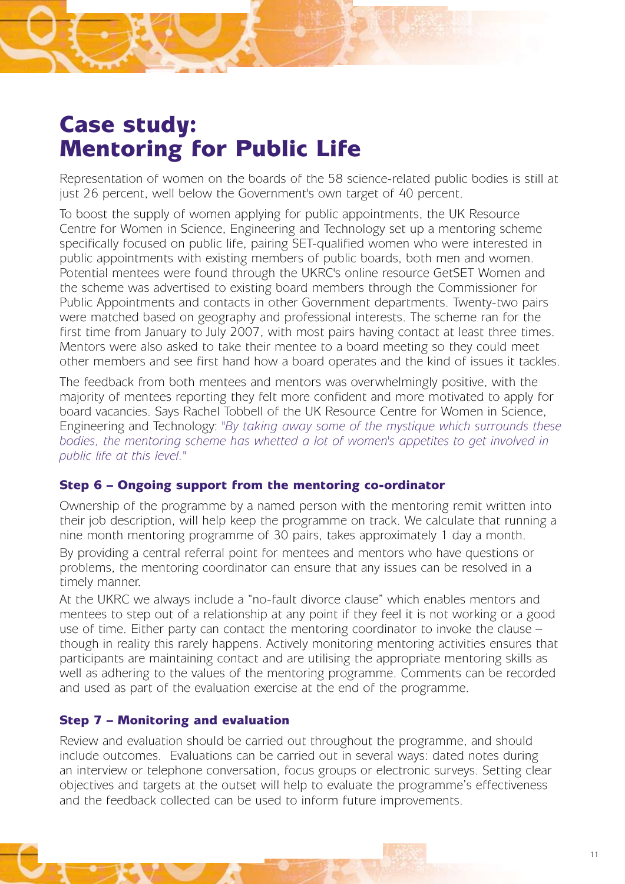# Case study: Mentoring for Public Life

Representation of women on the boards of the 58 science-related public bodies is still at just 26 percent, well below the Government's own target of 40 percent.

To boost the supply of women applying for public appointments, the UK Resource Centre for Women in Science, Engineering and Technology set up a mentoring scheme specifically focused on public life, pairing SET-qualified women who were interested in public appointments with existing members of public boards, both men and women. Potential mentees were found through the UKRC's online resource GetSET Women and the scheme was advertised to existing board members through the Commissioner for Public Appointments and contacts in other Government departments. Twenty-two pairs were matched based on geography and professional interests. The scheme ran for the first time from January to July 2007, with most pairs having contact at least three times. Mentors were also asked to take their mentee to a board meeting so they could meet other members and see first hand how a board operates and the kind of issues it tackles.

The feedback from both mentees and mentors was overwhelmingly positive, with the majority of mentees reporting they felt more confident and more motivated to apply for board vacancies. Says Rachel Tobbell of the UK Resource Centre for Women in Science, Engineering and Technology: *"By taking away some of the mystique which surrounds these bodies, the mentoring scheme has whetted a lot of women's appetites to get involved in public life at this level."*

### Step 6 – Ongoing support from the mentoring co-ordinator

Ownership of the programme by a named person with the mentoring remit written into their job description, will help keep the programme on track. We calculate that running a nine month mentoring programme of 30 pairs, takes approximately 1 day a month.

By providing a central referral point for mentees and mentors who have questions or problems, the mentoring coordinator can ensure that any issues can be resolved in a timely manner.

At the UKRC we always include a "no-fault divorce clause" which enables mentors and mentees to step out of a relationship at any point if they feel it is not working or a good use of time. Either party can contact the mentoring coordinator to invoke the clause – though in reality this rarely happens. Actively monitoring mentoring activities ensures that participants are maintaining contact and are utilising the appropriate mentoring skills as well as adhering to the values of the mentoring programme. Comments can be recorded and used as part of the evaluation exercise at the end of the programme.

### Step 7 – Monitoring and evaluation

Review and evaluation should be carried out throughout the programme, and should include outcomes. Evaluations can be carried out in several ways: dated notes during an interview or telephone conversation, focus groups or electronic surveys. Setting clear objectives and targets at the outset will help to evaluate the programme's effectiveness and the feedback collected can be used to inform future improvements.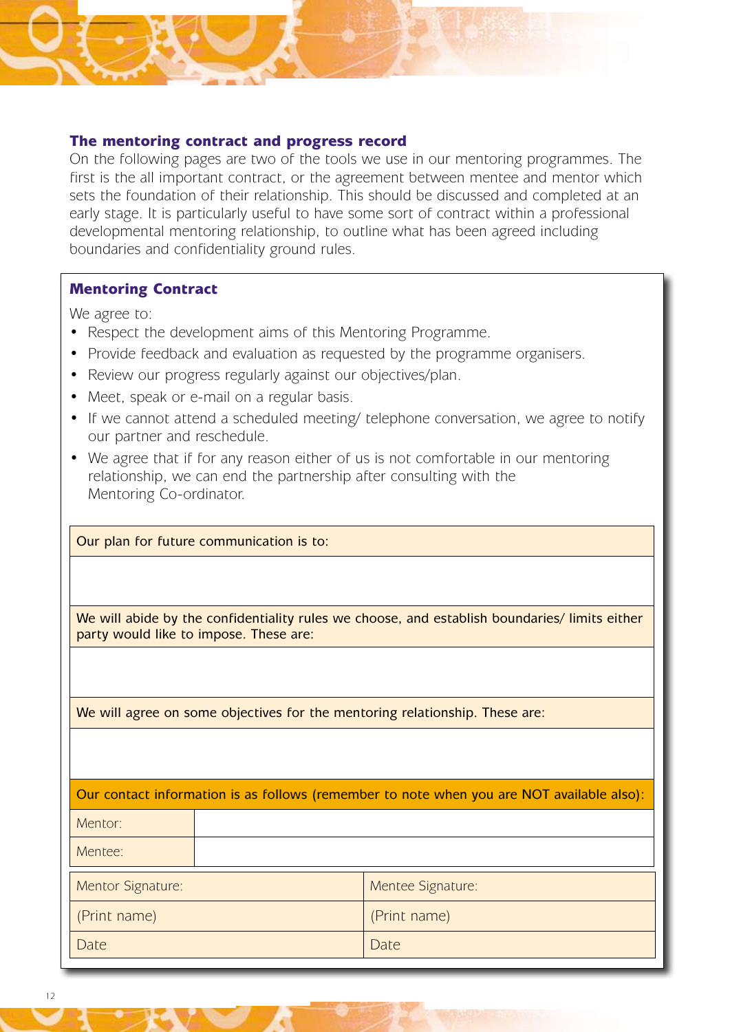### The mentoring contract and progress record

On the following pages are two of the tools we use in our mentoring programmes. The first is the all important contract, or the agreement between mentee and mentor which sets the foundation of their relationship. This should be discussed and completed at an early stage. It is particularly useful to have some sort of contract within a professional developmental mentoring relationship, to outline what has been agreed including boundaries and confidentiality ground rules.

### Mentoring Contract

We agree to:

- Respect the development aims of this Mentoring Programme.
- Provide feedback and evaluation as requested by the programme organisers.
- Review our progress regularly against our objectives/plan.
- Meet, speak or e-mail on a regular basis.
- If we cannot attend a scheduled meeting/ telephone conversation, we agree to notify our partner and reschedule.
- We agree that if for any reason either of us is not comfortable in our mentoring relationship, we can end the partnership after consulting with the Mentoring Co-ordinator.

| Our plan for future communication is to: |
|---|
| |

| We will abide by the confidentiality rules we choose, and establish boundaries/ limits either party would like to impose. These are: |
|---|
| |

| We will agree on some objectives for the mentoring relationship. These are: |
|---|
| |

| Our contact information is as follows (remember to note when you are NOT available also): | |
|---|---|
| Mentor: | |
| Mentee: | |

| Mentor Signature: | Mentee Signature: |
|---|---|
| (Print name) | (Print name) |
| Date | Date |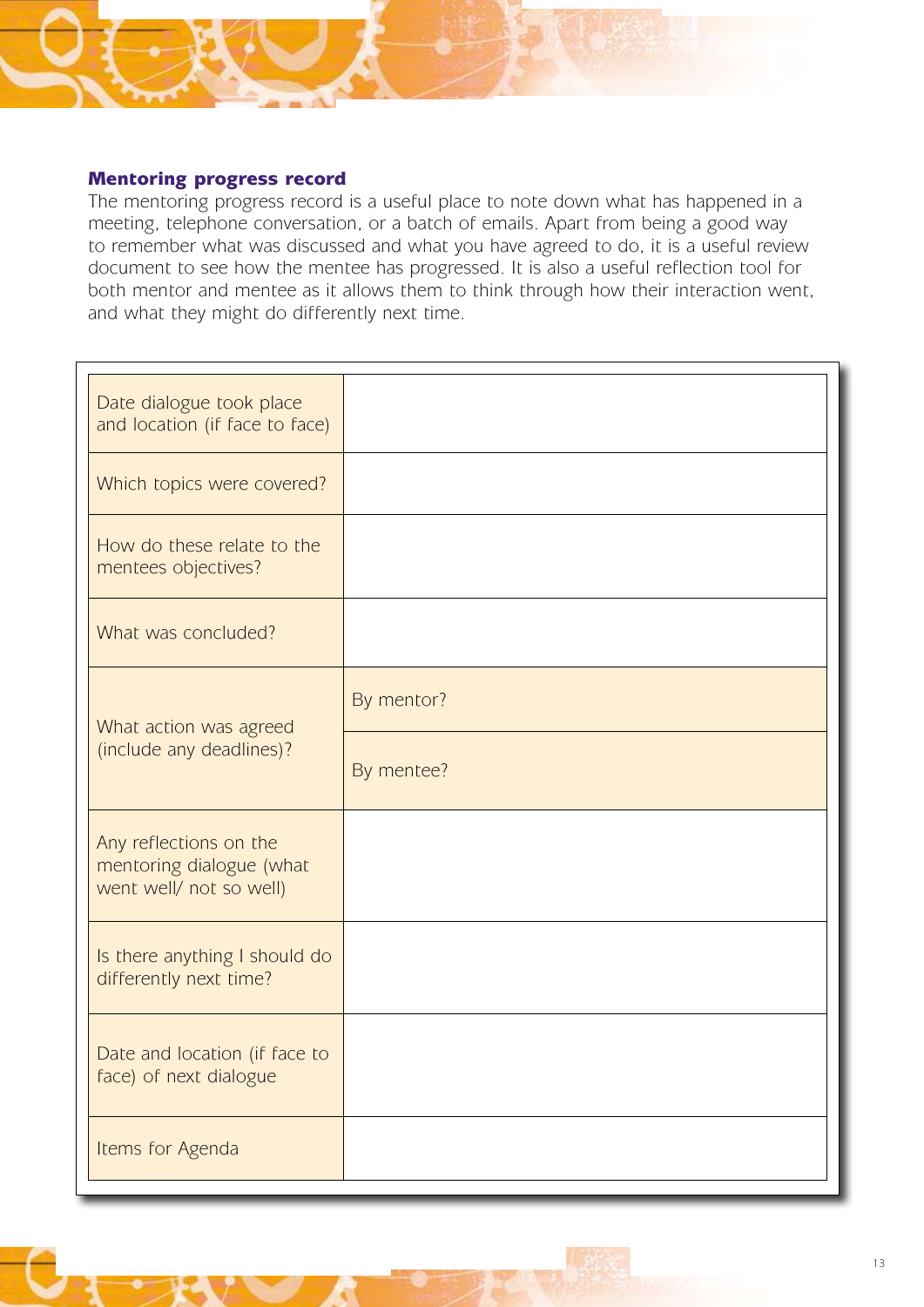### Mentoring progress record

The mentoring progress record is a useful place to note down what has happened in a meeting, telephone conversation, or a batch of emails. Apart from being a good way to remember what was discussed and what you have agreed to do, it is a useful review document to see how the mentee has progressed. It is also a useful reflection tool for both mentor and mentee as it allows them to think through how their interaction went, and what they might do differently next time.

| | |
|---|---|
| Date dialogue took place and location (if face to face) | |
| Which topics were covered? | |
| How do these relate to the mentees objectives? | |
| What was concluded? | |
| What action was agreed (include any deadlines)? | By mentor? |
| | By mentee? |
| Any reflections on the mentoring dialogue (what went well/ not so well) | |
| Is there anything I should do differently next time? | |
| Date and location (if face to face) of next dialogue | |
| Items for Agenda | |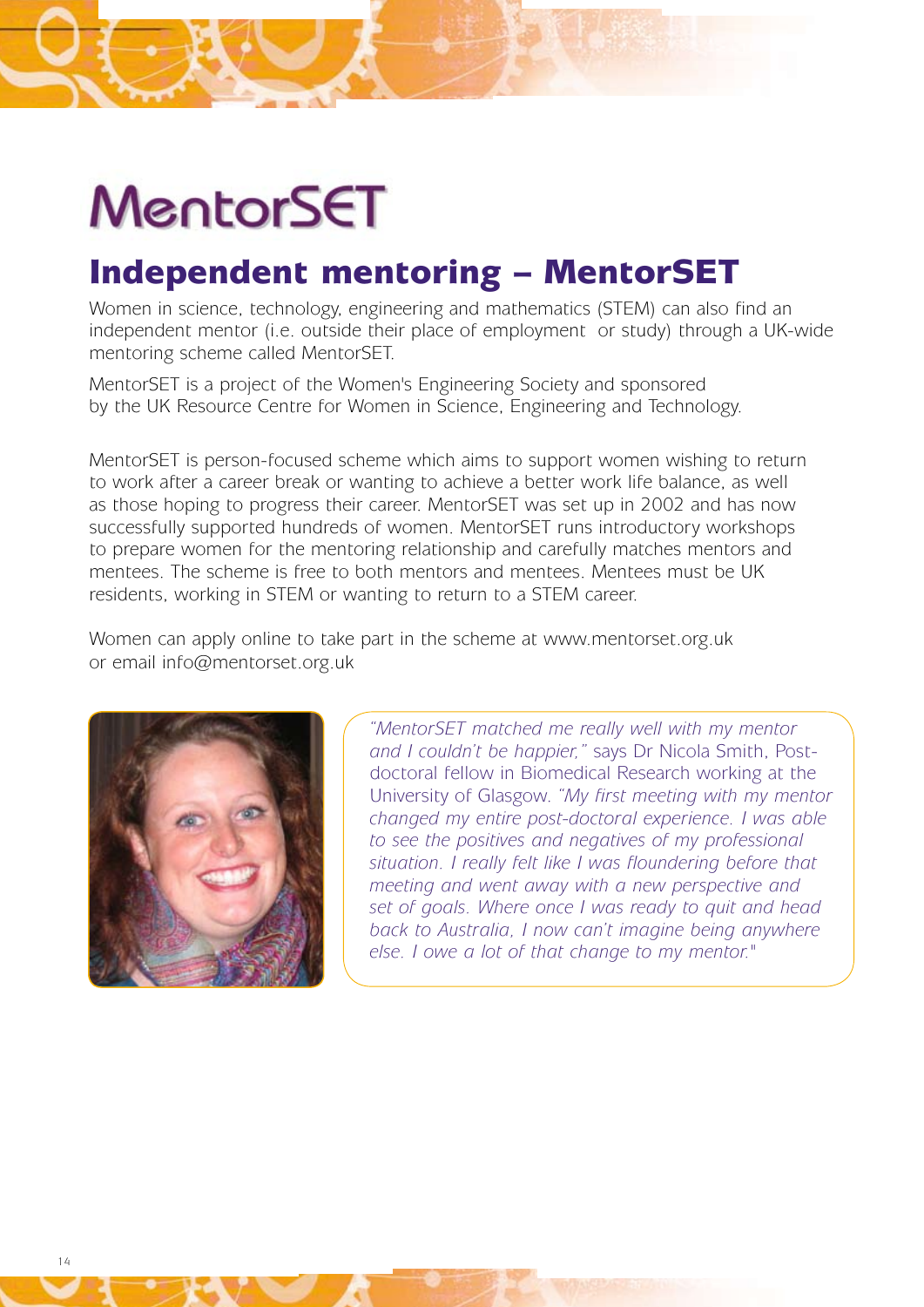# MentorSET

## Independent mentoring – MentorSET

Women in science, technology, engineering and mathematics (STEM) can also find an independent mentor (i.e. outside their place of employment or study) through a UK-wide mentoring scheme called MentorSET.

MentorSET is a project of the Women's Engineering Society and sponsored by the UK Resource Centre for Women in Science, Engineering and Technology.

MentorSET is person-focused scheme which aims to support women wishing to return to work after a career break or wanting to achieve a better work life balance, as well as those hoping to progress their career. MentorSET was set up in 2002 and has now successfully supported hundreds of women. MentorSET runs introductory workshops to prepare women for the mentoring relationship and carefully matches mentors and mentees. The scheme is free to both mentors and mentees. Mentees must be UK residents, working in STEM or wanting to return to a STEM career.

Women can apply online to take part in the scheme at www.mentorset.org.uk or email info@mentorset.org.uk

*"MentorSET matched me really well with my mentor and I couldn't be happier,"* says Dr Nicola Smith, Post-doctoral fellow in Biomedical Research working at the University of Glasgow. *"My first meeting with my mentor changed my entire post-doctoral experience. I was able to see the positives and negatives of my professional situation. I really felt like I was floundering before that meeting and went away with a new perspective and set of goals. Where once I was ready to quit and head back to Australia, I now can't imagine being anywhere else. I owe a lot of that change to my mentor."*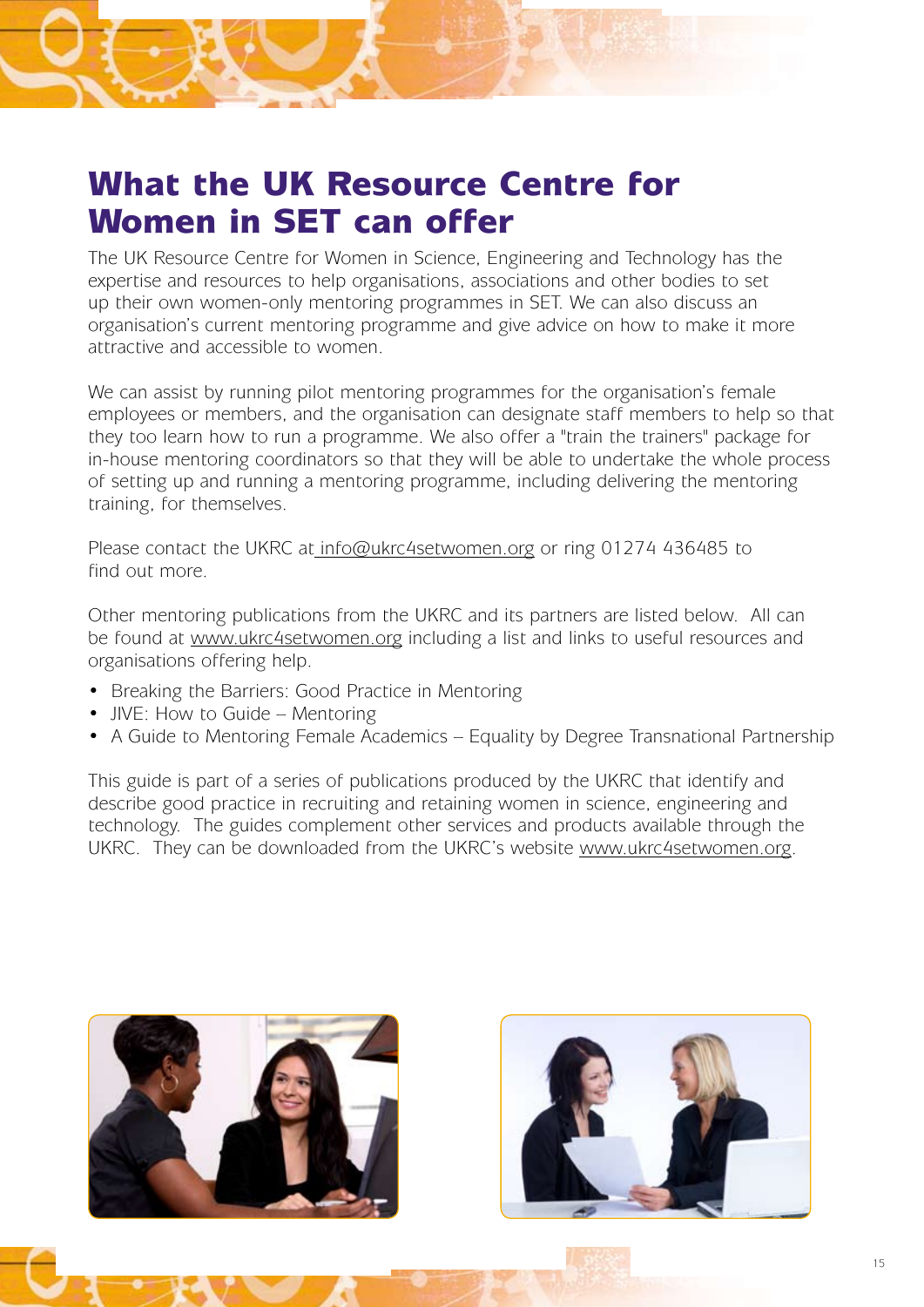# What the UK Resource Centre for Women in SET can offer

The UK Resource Centre for Women in Science, Engineering and Technology has the expertise and resources to help organisations, associations and other bodies to set up their own women-only mentoring programmes in SET. We can also discuss an organisation's current mentoring programme and give advice on how to make it more attractive and accessible to women.

We can assist by running pilot mentoring programmes for the organisation's female employees or members, and the organisation can designate staff members to help so that they too learn how to run a programme. We also offer a "train the trainers" package for in-house mentoring coordinators so that they will be able to undertake the whole process of setting up and running a mentoring programme, including delivering the mentoring training, for themselves.

Please contact the UKRC at info@ukrc4setwomen.org or ring 01274 436485 to find out more.

Other mentoring publications from the UKRC and its partners are listed below. All can be found at www.ukrc4setwomen.org including a list and links to useful resources and organisations offering help.

- Breaking the Barriers: Good Practice in Mentoring
- JIVE: How to Guide – Mentoring
- A Guide to Mentoring Female Academics – Equality by Degree Transnational Partnership

This guide is part of a series of publications produced by the UKRC that identify and describe good practice in recruiting and retaining women in science, engineering and technology. The guides complement other services and products available through the UKRC. They can be downloaded from the UKRC's website www.ukrc4setwomen.org.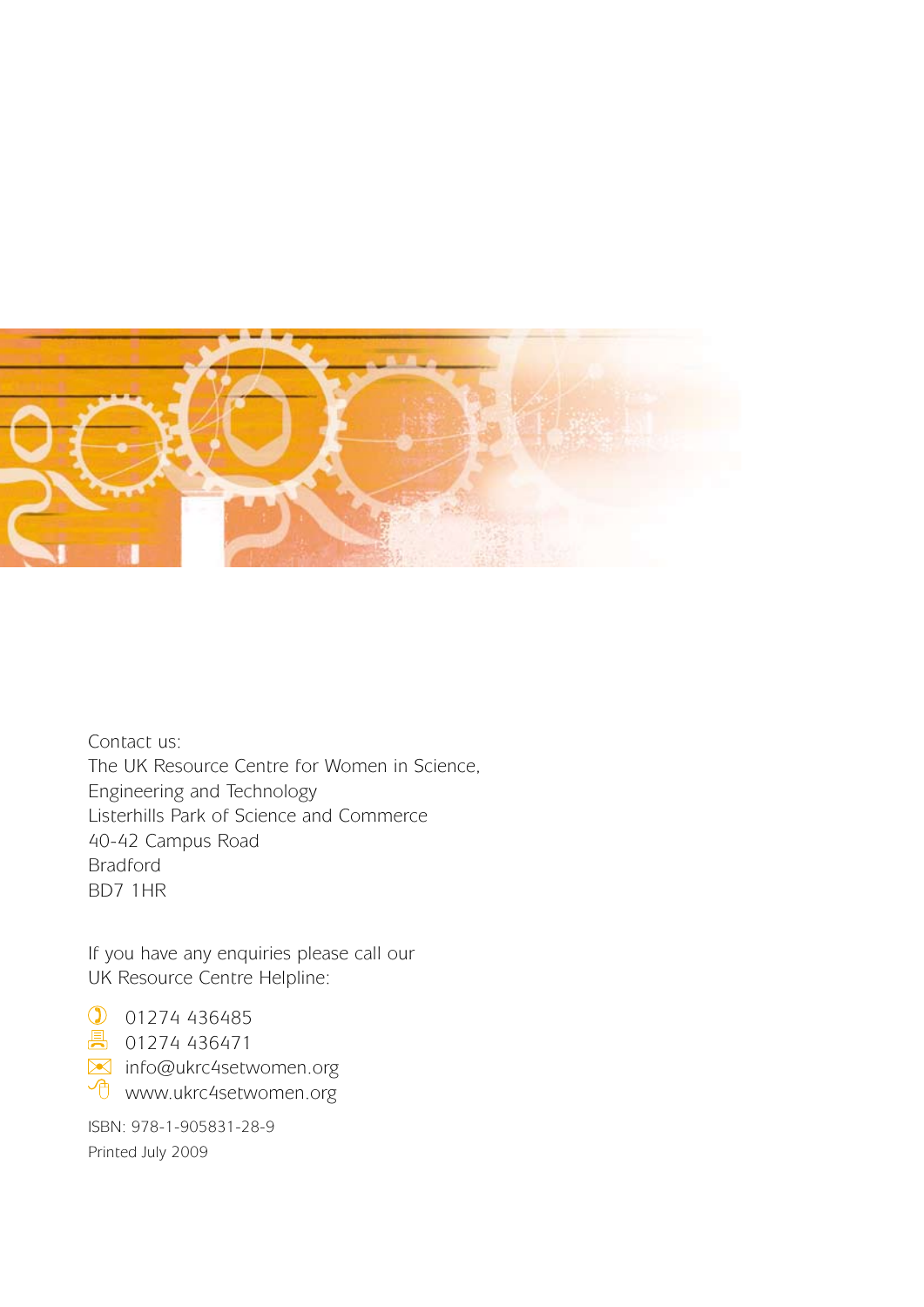Contact us:
The UK Resource Centre for Women in Science,
Engineering and Technology
Listerhills Park of Science and Commerce
40-42 Campus Road
Bradford
BD7 1HR

If you have any enquiries please call our
UK Resource Centre Helpline:

01274 436485
01274 436471
info@ukrc4setwomen.org
www.ukrc4setwomen.org

ISBN: 978-1-905831-28-9
Printed July 2009